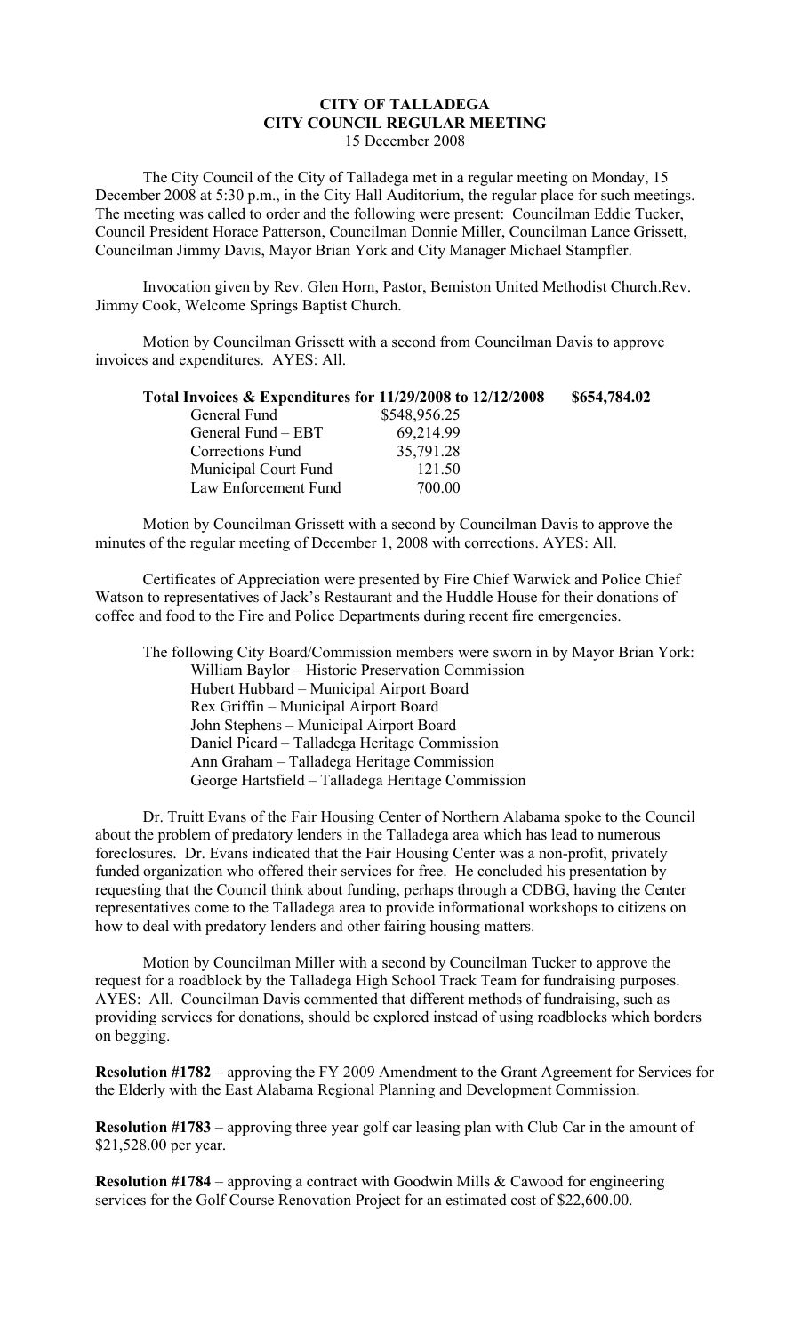# CITY OF TALLADEGA
## CITY COUNCIL REGULAR MEETING
15 December 2008

The City Council of the City of Talladega met in a regular meeting on Monday, 15 December 2008 at 5:30 p.m., in the City Hall Auditorium, the regular place for such meetings. The meeting was called to order and the following were present: Councilman Eddie Tucker, Council President Horace Patterson, Councilman Donnie Miller, Councilman Lance Grissett, Councilman Jimmy Davis, Mayor Brian York and City Manager Michael Stampfler.

Invocation given by Rev. Glen Horn, Pastor, Bemiston United Methodist Church.Rev. Jimmy Cook, Welcome Springs Baptist Church.

Motion by Councilman Grissett with a second from Councilman Davis to approve invoices and expenditures. AYES: All.

| **Total Invoices & Expenditures for 11/29/2008 to 12/12/2008** | | **$654,784.02** |
|---|---|---|
| General Fund | $548,956.25 | |
| General Fund – EBT | 69,214.99 | |
| Corrections Fund | 35,791.28 | |
| Municipal Court Fund | 121.50 | |
| Law Enforcement Fund | 700.00 | |

Motion by Councilman Grissett with a second by Councilman Davis to approve the minutes of the regular meeting of December 1, 2008 with corrections. AYES: All.

Certificates of Appreciation were presented by Fire Chief Warwick and Police Chief Watson to representatives of Jack's Restaurant and the Huddle House for their donations of coffee and food to the Fire and Police Departments during recent fire emergencies.

The following City Board/Commission members were sworn in by Mayor Brian York:

- William Baylor – Historic Preservation Commission
- Hubert Hubbard – Municipal Airport Board
- Rex Griffin – Municipal Airport Board
- John Stephens – Municipal Airport Board
- Daniel Picard – Talladega Heritage Commission
- Ann Graham – Talladega Heritage Commission
- George Hartsfield – Talladega Heritage Commission

Dr. Truitt Evans of the Fair Housing Center of Northern Alabama spoke to the Council about the problem of predatory lenders in the Talladega area which has lead to numerous foreclosures. Dr. Evans indicated that the Fair Housing Center was a non-profit, privately funded organization who offered their services for free. He concluded his presentation by requesting that the Council think about funding, perhaps through a CDBG, having the Center representatives come to the Talladega area to provide informational workshops to citizens on how to deal with predatory lenders and other fairing housing matters.

Motion by Councilman Miller with a second by Councilman Tucker to approve the request for a roadblock by the Talladega High School Track Team for fundraising purposes. AYES: All. Councilman Davis commented that different methods of fundraising, such as providing services for donations, should be explored instead of using roadblocks which borders on begging.

**Resolution #1782** – approving the FY 2009 Amendment to the Grant Agreement for Services for the Elderly with the East Alabama Regional Planning and Development Commission.

**Resolution #1783** – approving three year golf car leasing plan with Club Car in the amount of $21,528.00 per year.

**Resolution #1784** – approving a contract with Goodwin Mills & Cawood for engineering services for the Golf Course Renovation Project for an estimated cost of $22,600.00.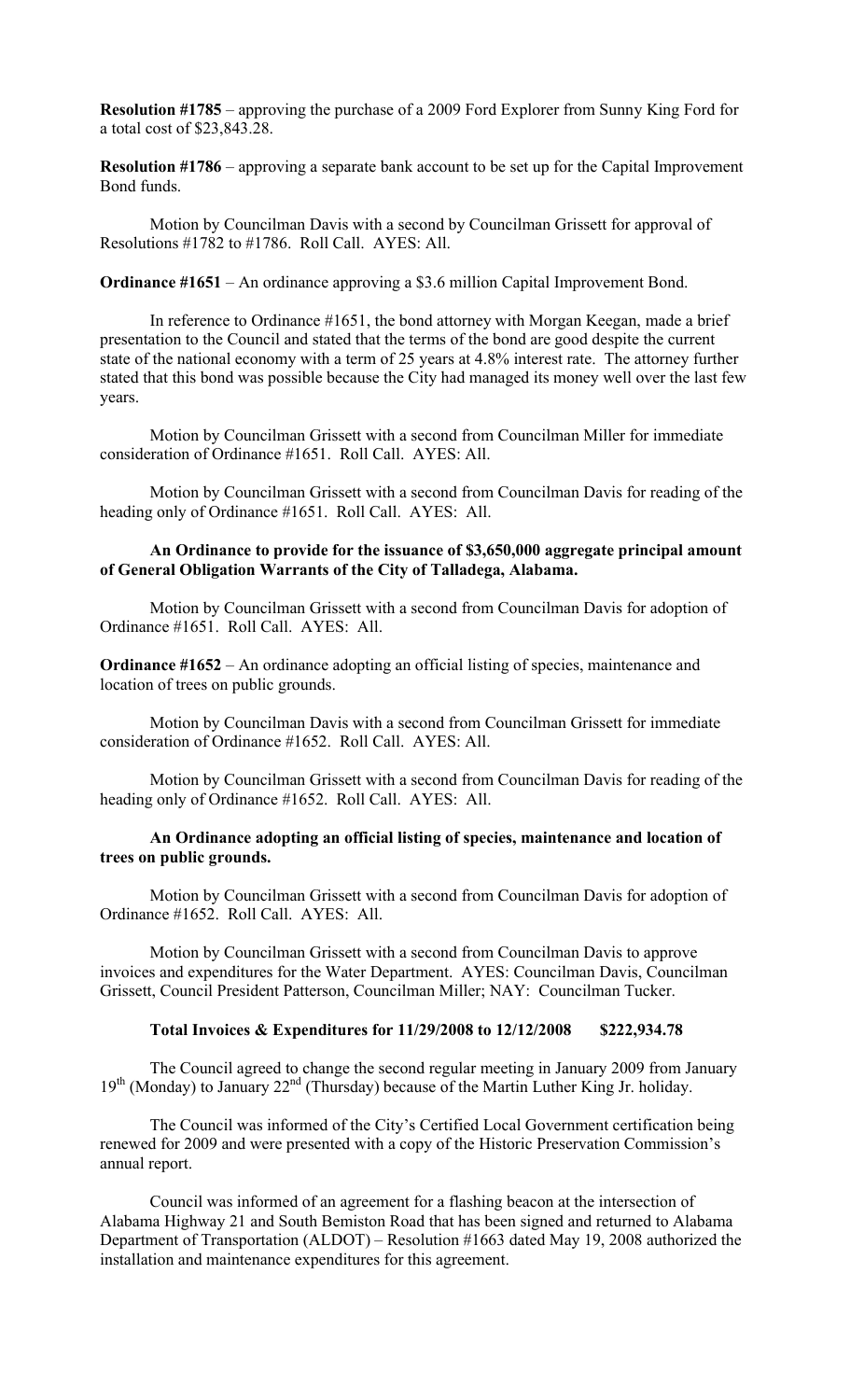**Resolution #1785** – approving the purchase of a 2009 Ford Explorer from Sunny King Ford for a total cost of $23,843.28.

**Resolution #1786** – approving a separate bank account to be set up for the Capital Improvement Bond funds.

Motion by Councilman Davis with a second by Councilman Grissett for approval of Resolutions #1782 to #1786. Roll Call. AYES: All.

**Ordinance #1651** – An ordinance approving a $3.6 million Capital Improvement Bond.

In reference to Ordinance #1651, the bond attorney with Morgan Keegan, made a brief presentation to the Council and stated that the terms of the bond are good despite the current state of the national economy with a term of 25 years at 4.8% interest rate. The attorney further stated that this bond was possible because the City had managed its money well over the last few years.

Motion by Councilman Grissett with a second from Councilman Miller for immediate consideration of Ordinance #1651. Roll Call. AYES: All.

Motion by Councilman Grissett with a second from Councilman Davis for reading of the heading only of Ordinance #1651. Roll Call. AYES: All.

**An Ordinance to provide for the issuance of $3,650,000 aggregate principal amount of General Obligation Warrants of the City of Talladega, Alabama.**

Motion by Councilman Grissett with a second from Councilman Davis for adoption of Ordinance #1651. Roll Call. AYES: All.

**Ordinance #1652** – An ordinance adopting an official listing of species, maintenance and location of trees on public grounds.

Motion by Councilman Davis with a second from Councilman Grissett for immediate consideration of Ordinance #1652. Roll Call. AYES: All.

Motion by Councilman Grissett with a second from Councilman Davis for reading of the heading only of Ordinance #1652. Roll Call. AYES: All.

**An Ordinance adopting an official listing of species, maintenance and location of trees on public grounds.**

Motion by Councilman Grissett with a second from Councilman Davis for adoption of Ordinance #1652. Roll Call. AYES: All.

Motion by Councilman Grissett with a second from Councilman Davis to approve invoices and expenditures for the Water Department. AYES: Councilman Davis, Councilman Grissett, Council President Patterson, Councilman Miller; NAY: Councilman Tucker.

**Total Invoices & Expenditures for 11/29/2008 to 12/12/2008 $222,934.78**

The Council agreed to change the second regular meeting in January 2009 from January 19th (Monday) to January 22nd (Thursday) because of the Martin Luther King Jr. holiday.

The Council was informed of the City's Certified Local Government certification being renewed for 2009 and were presented with a copy of the Historic Preservation Commission's annual report.

Council was informed of an agreement for a flashing beacon at the intersection of Alabama Highway 21 and South Bemiston Road that has been signed and returned to Alabama Department of Transportation (ALDOT) – Resolution #1663 dated May 19, 2008 authorized the installation and maintenance expenditures for this agreement.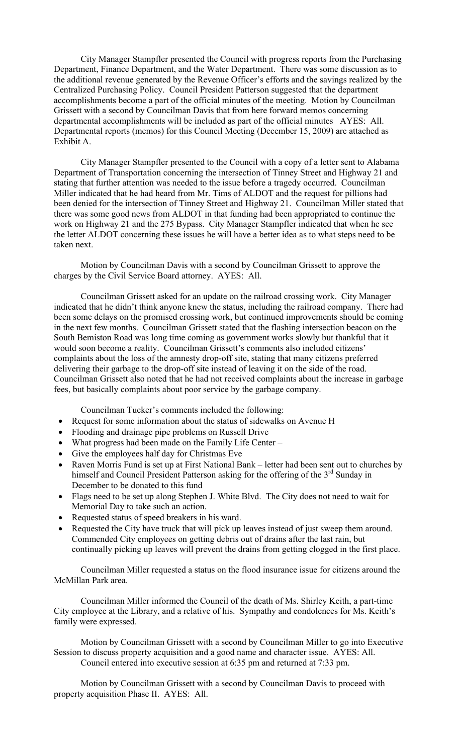City Manager Stampfler presented the Council with progress reports from the Purchasing Department, Finance Department, and the Water Department. There was some discussion as to the additional revenue generated by the Revenue Officer's efforts and the savings realized by the Centralized Purchasing Policy. Council President Patterson suggested that the department accomplishments become a part of the official minutes of the meeting. Motion by Councilman Grissett with a second by Councilman Davis that from here forward memos concerning departmental accomplishments will be included as part of the official minutes AYES: All. Departmental reports (memos) for this Council Meeting (December 15, 2009) are attached as Exhibit A.

City Manager Stampfler presented to the Council with a copy of a letter sent to Alabama Department of Transportation concerning the intersection of Tinney Street and Highway 21 and stating that further attention was needed to the issue before a tragedy occurred. Councilman Miller indicated that he had heard from Mr. Tims of ALDOT and the request for pillions had been denied for the intersection of Tinney Street and Highway 21. Councilman Miller stated that there was some good news from ALDOT in that funding had been appropriated to continue the work on Highway 21 and the 275 Bypass. City Manager Stampfler indicated that when he see the letter ALDOT concerning these issues he will have a better idea as to what steps need to be taken next.

Motion by Councilman Davis with a second by Councilman Grissett to approve the charges by the Civil Service Board attorney. AYES: All.

Councilman Grissett asked for an update on the railroad crossing work. City Manager indicated that he didn't think anyone knew the status, including the railroad company. There had been some delays on the promised crossing work, but continued improvements should be coming in the next few months. Councilman Grissett stated that the flashing intersection beacon on the South Bemiston Road was long time coming as government works slowly but thankful that it would soon become a reality. Councilman Grissett's comments also included citizens' complaints about the loss of the amnesty drop-off site, stating that many citizens preferred delivering their garbage to the drop-off site instead of leaving it on the side of the road. Councilman Grissett also noted that he had not received complaints about the increase in garbage fees, but basically complaints about poor service by the garbage company.

Councilman Tucker's comments included the following:

- Request for some information about the status of sidewalks on Avenue H
- Flooding and drainage pipe problems on Russell Drive
- What progress had been made on the Family Life Center –
- Give the employees half day for Christmas Eve
- Raven Morris Fund is set up at First National Bank – letter had been sent out to churches by himself and Council President Patterson asking for the offering of the 3rd Sunday in December to be donated to this fund
- Flags need to be set up along Stephen J. White Blvd. The City does not need to wait for Memorial Day to take such an action.
- Requested status of speed breakers in his ward.
- Requested the City have truck that will pick up leaves instead of just sweep them around. Commended City employees on getting debris out of drains after the last rain, but continually picking up leaves will prevent the drains from getting clogged in the first place.

Councilman Miller requested a status on the flood insurance issue for citizens around the McMillan Park area.

Councilman Miller informed the Council of the death of Ms. Shirley Keith, a part-time City employee at the Library, and a relative of his. Sympathy and condolences for Ms. Keith's family were expressed.

Motion by Councilman Grissett with a second by Councilman Miller to go into Executive Session to discuss property acquisition and a good name and character issue. AYES: All.
Council entered into executive session at 6:35 pm and returned at 7:33 pm.

Motion by Councilman Grissett with a second by Councilman Davis to proceed with property acquisition Phase II. AYES: All.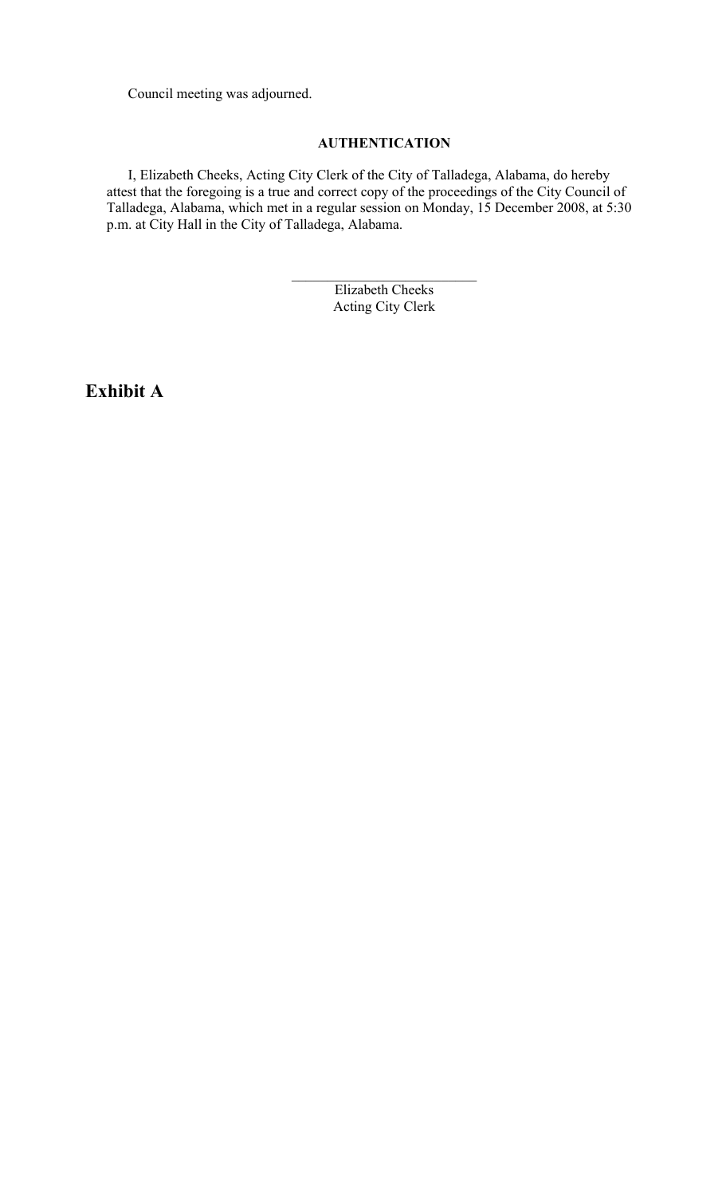Council meeting was adjourned.

**AUTHENTICATION**

I, Elizabeth Cheeks, Acting City Clerk of the City of Talladega, Alabama, do hereby attest that the foregoing is a true and correct copy of the proceedings of the City Council of Talladega, Alabama, which met in a regular session on Monday, 15 December 2008, at 5:30 p.m. at City Hall in the City of Talladega, Alabama.

\_\_\_\_\_\_\_\_\_\_\_\_\_\_\_\_\_\_\_\_\_\_\_\_\_\_
Elizabeth Cheeks
Acting City Clerk

## Exhibit A